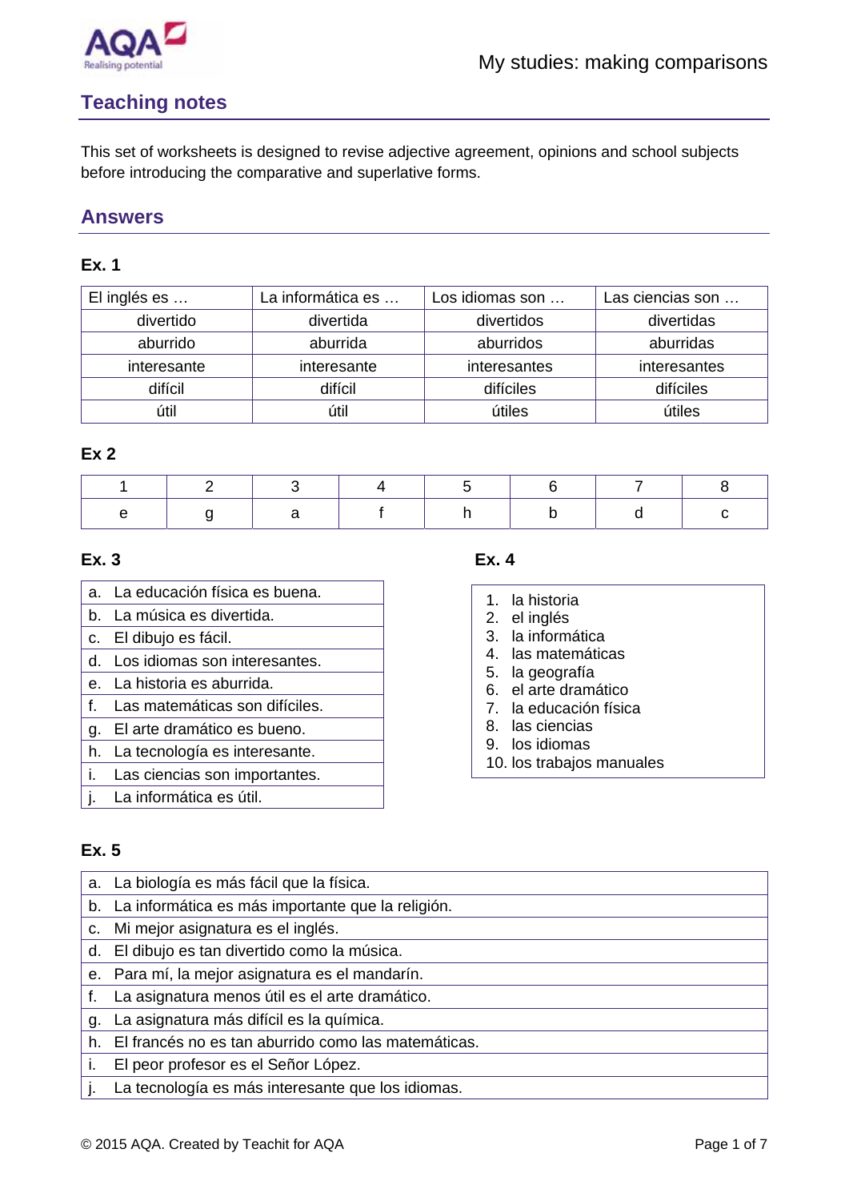## Teaching notes

This set of worksheets is designed to revise adjective agreement, opinions and school subjects before introducing the comparative and superlative forms.

## Answers

### Ex. 1

| El inglés es … | La informática es … | Los idiomas son … | Las ciencias son … |
|---|---|---|---|
| divertido | divertida | divertidos | divertidas |
| aburrido | aburrida | aburridos | aburridas |
| interesante | interesante | interesantes | interesantes |
| difícil | difícil | difíciles | difíciles |
| útil | útil | útiles | útiles |

### Ex 2

| 1 | 2 | 3 | 4 | 5 | 6 | 7 | 8 |
|---|---|---|---|---|---|---|---|
| e | g | a | f | h | b | d | c |

### Ex. 3

| | |
|---|---|
| a. | La educación física es buena. |
| b. | La música es divertida. |
| c. | El dibujo es fácil. |
| d. | Los idiomas son interesantes. |
| e. | La historia es aburrida. |
| f. | Las matemáticas son difíciles. |
| g. | El arte dramático es bueno. |
| h. | La tecnología es interesante. |
| i. | Las ciencias son importantes. |
| j. | La informática es útil. |

### Ex. 4

1. la historia
2. el inglés
3. la informática
4. las matemáticas
5. la geografía
6. el arte dramático
7. la educación física
8. las ciencias
9. los idiomas
10. los trabajos manuales

### Ex. 5

| | |
|---|---|
| a. | La biología es más fácil que la física. |
| b. | La informática es más importante que la religión. |
| c. | Mi mejor asignatura es el inglés. |
| d. | El dibujo es tan divertido como la música. |
| e. | Para mí, la mejor asignatura es el mandarín. |
| f. | La asignatura menos útil es el arte dramático. |
| g. | La asignatura más difícil es la química. |
| h. | El francés no es tan aburrido como las matemáticas. |
| i. | El peor profesor es el Señor López. |
| j. | La tecnología es más interesante que los idiomas. |

© 2015 AQA. Created by Teachit for AQA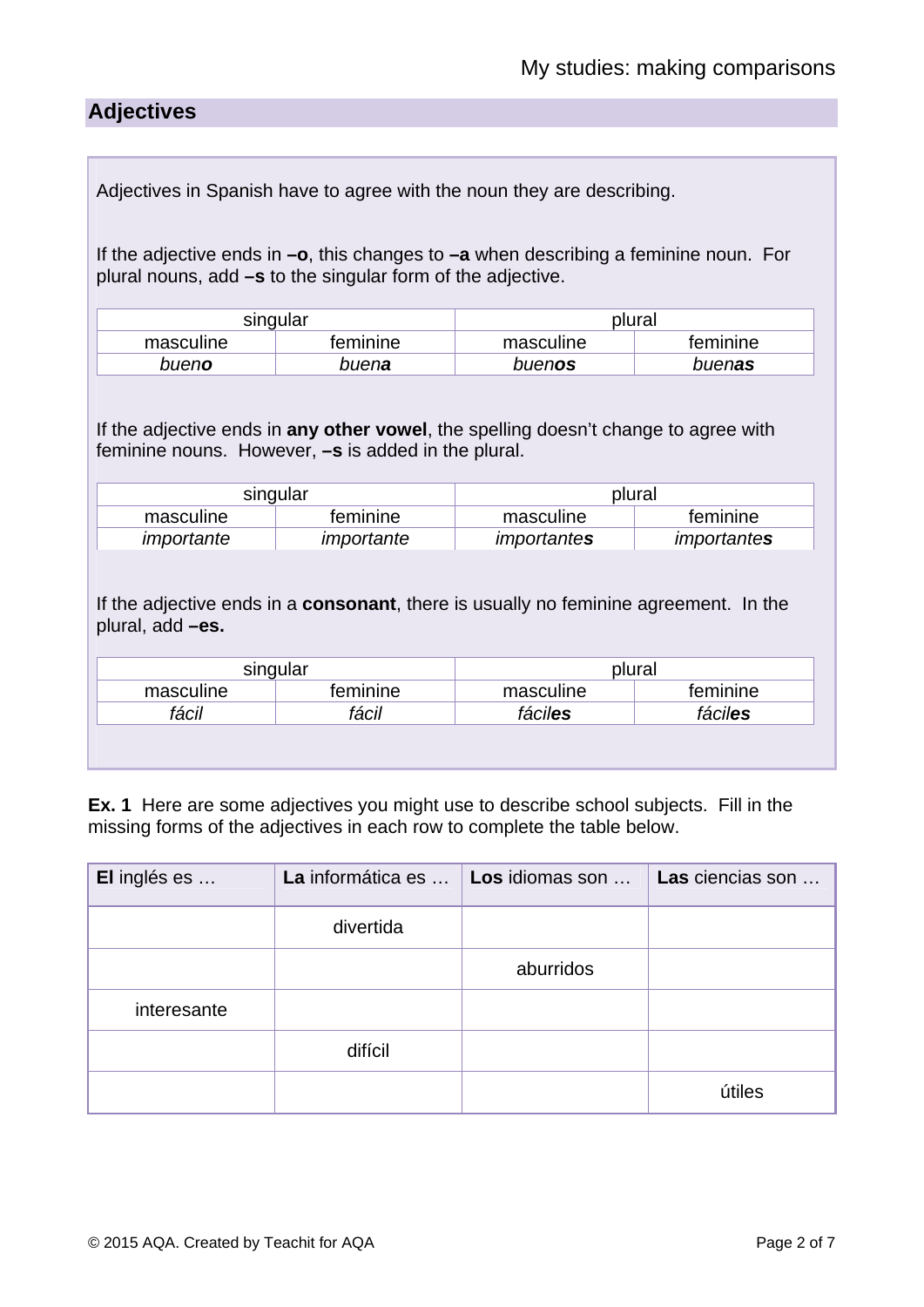## Adjectives

Adjectives in Spanish have to agree with the noun they are describing.

If the adjective ends in **–o**, this changes to **–a** when describing a feminine noun. For plural nouns, add **–s** to the singular form of the adjective.

| singular | | plural | |
|---|---|---|---|
| masculine | feminine | masculine | feminine |
| *bue**no*** | *bue**na*** | *bue**nos*** | *bue**nas*** |

If the adjective ends in **any other vowel**, the spelling doesn't change to agree with feminine nouns. However, **–s** is added in the plural.

| singular | | plural | |
|---|---|---|---|
| masculine | feminine | masculine | feminine |
| *importante* | *importante* | *importante**s*** | *importante**s*** |

If the adjective ends in a **consonant**, there is usually no feminine agreement. In the plural, add **–es.**

| singular | | plural | |
|---|---|---|---|
| masculine | feminine | masculine | feminine |
| *fácil* | *fácil* | *fácil**es*** | *fácil**es*** |

**Ex. 1** Here are some adjectives you might use to describe school subjects. Fill in the missing forms of the adjectives in each row to complete the table below.

| **El** inglés es … | **La** informática es … | **Los** idiomas son … | **Las** ciencias son … |
|---|---|---|---|
| | divertida | | |
| | | aburridos | |
| interesante | | | |
| | difícil | | |
| | | | útiles |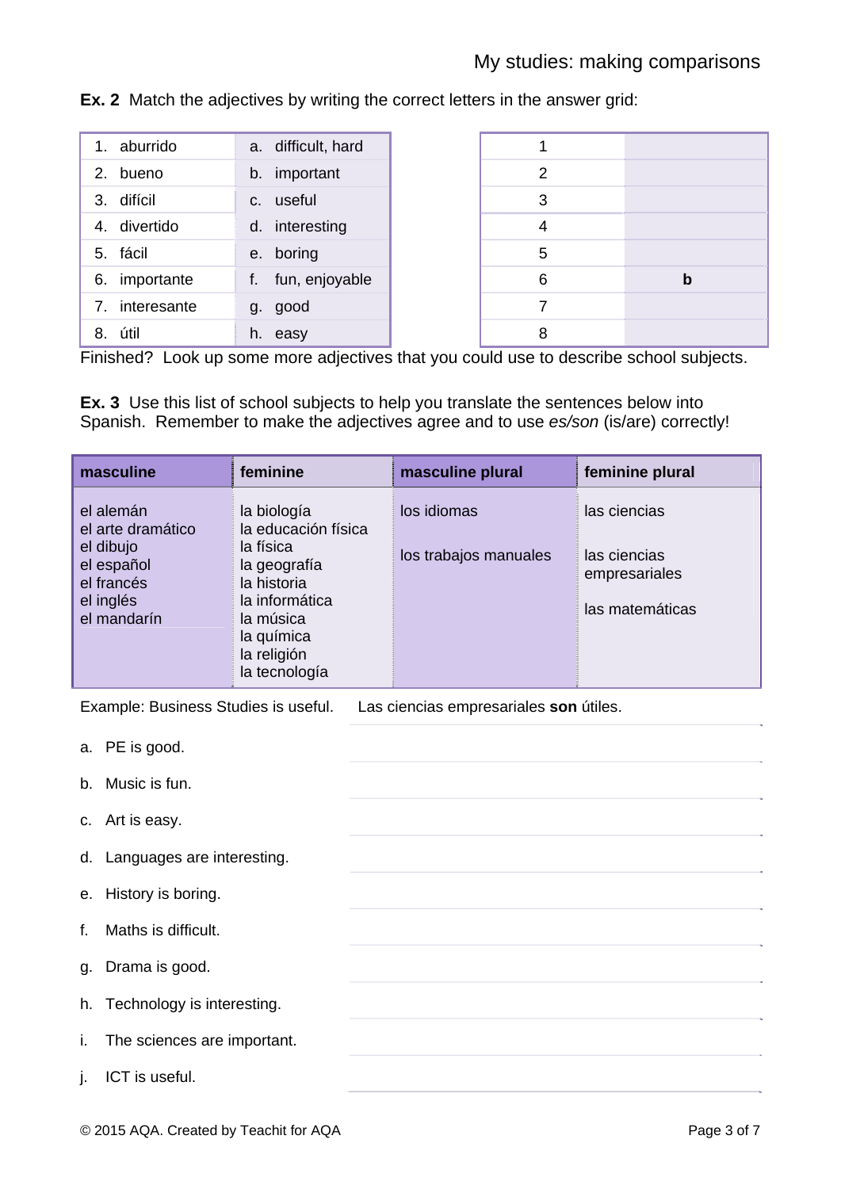**Ex. 2** Match the adjectives by writing the correct letters in the answer grid:

| | |
|---|---|
| 1. aburrido | a. difficult, hard |
| 2. bueno | b. important |
| 3. difícil | c. useful |
| 4. divertido | d. interesting |
| 5. fácil | e. boring |
| 6. importante | f. fun, enjoyable |
| 7. interesante | g. good |
| 8. útil | h. easy |

| | |
|---|---|
| 1 | |
| 2 | |
| 3 | |
| 4 | |
| 5 | |
| 6 | **b** |
| 7 | |
| 8 | |

Finished? Look up some more adjectives that you could use to describe school subjects.

**Ex. 3** Use this list of school subjects to help you translate the sentences below into Spanish. Remember to make the adjectives agree and to use *es/son* (is/are) correctly!

| masculine | feminine | masculine plural | feminine plural |
|---|---|---|---|
| el alemán<br>el arte dramático<br>el dibujo<br>el español<br>el francés<br>el inglés<br>el mandarín | la biología<br>la educación física<br>la física<br>la geografía<br>la historia<br>la informática<br>la música<br>la química<br>la religión<br>la tecnología | los idiomas<br><br>los trabajos manuales | las ciencias<br><br>las ciencias empresariales<br><br>las matemáticas |

Example: Business Studies is useful. Las ciencias empresariales **son** útiles.

a. PE is good. \_\_\_\_\_\_\_\_\_\_\_\_\_\_\_\_\_\_\_\_

b. Music is fun. \_\_\_\_\_\_\_\_\_\_\_\_\_\_\_\_\_\_\_\_

c. Art is easy. \_\_\_\_\_\_\_\_\_\_\_\_\_\_\_\_\_\_\_\_

d. Languages are interesting. \_\_\_\_\_\_\_\_\_\_\_\_\_\_\_\_\_\_\_\_

e. History is boring. \_\_\_\_\_\_\_\_\_\_\_\_\_\_\_\_\_\_\_\_

f. Maths is difficult. \_\_\_\_\_\_\_\_\_\_\_\_\_\_\_\_\_\_\_\_

g. Drama is good. \_\_\_\_\_\_\_\_\_\_\_\_\_\_\_\_\_\_\_\_

h. Technology is interesting. \_\_\_\_\_\_\_\_\_\_\_\_\_\_\_\_\_\_\_\_

i. The sciences are important. \_\_\_\_\_\_\_\_\_\_\_\_\_\_\_\_\_\_\_\_

j. ICT is useful. \_\_\_\_\_\_\_\_\_\_\_\_\_\_\_\_\_\_\_\_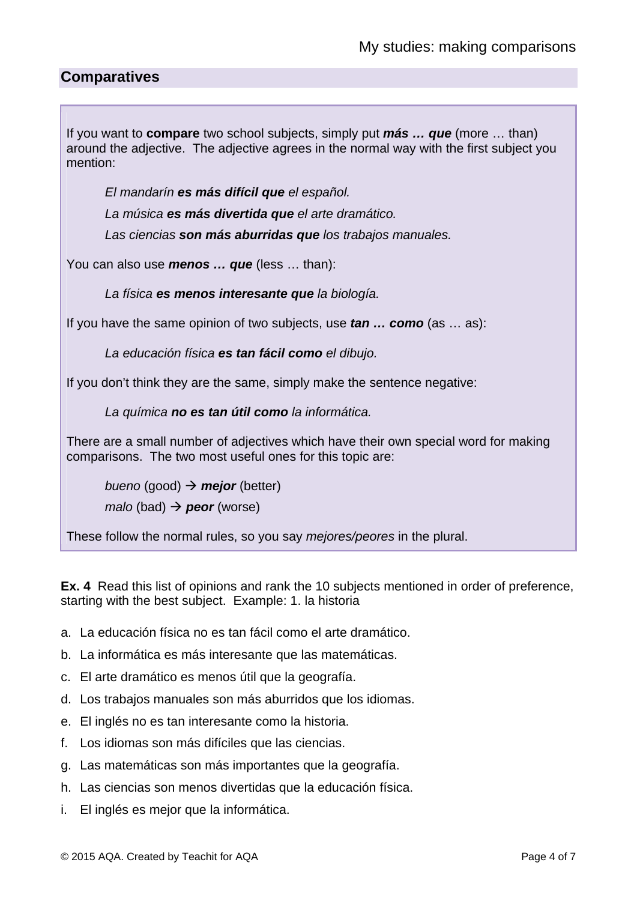## Comparatives

If you want to **compare** two school subjects, simply put ***más … que*** (more … than) around the adjective. The adjective agrees in the normal way with the first subject you mention:

> *El mandarín **es más difícil que** el español.*
>
> *La música **es más divertida que** el arte dramático.*
>
> *Las ciencias **son más aburridas que** los trabajos manuales.*

You can also use ***menos … que*** (less … than):

> *La física **es menos interesante que** la biología.*

If you have the same opinion of two subjects, use ***tan … como*** (as … as):

> *La educación física **es tan fácil como** el dibujo.*

If you don't think they are the same, simply make the sentence negative:

> *La química **no es tan útil como** la informática.*

There are a small number of adjectives which have their own special word for making comparisons. The two most useful ones for this topic are:

> *bueno* (good) → ***mejor*** (better)
>
> *malo* (bad) → ***peor*** (worse)

These follow the normal rules, so you say *mejores/peores* in the plural.

**Ex. 4** Read this list of opinions and rank the 10 subjects mentioned in order of preference, starting with the best subject. Example: 1. la historia

a. La educación física no es tan fácil como el arte dramático.
b. La informática es más interesante que las matemáticas.
c. El arte dramático es menos útil que la geografía.
d. Los trabajos manuales son más aburridos que los idiomas.
e. El inglés no es tan interesante como la historia.
f. Los idiomas son más difíciles que las ciencias.
g. Las matemáticas son más importantes que la geografía.
h. Las ciencias son menos divertidas que la educación física.
i. El inglés es mejor que la informática.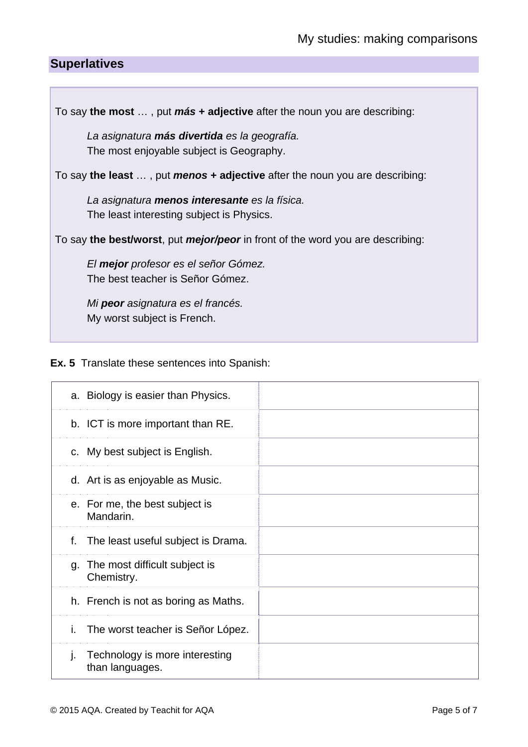## Superlatives

To say **the most** … , put ***más* + adjective** after the noun you are describing:

> *La asignatura **más divertida** es la geografía.*
> The most enjoyable subject is Geography.

To say **the least** … , put ***menos* + adjective** after the noun you are describing:

> *La asignatura **menos interesante** es la física.*
> The least interesting subject is Physics.

To say **the best/worst**, put ***mejor/peor*** in front of the word you are describing:

> *El **mejor** profesor es el señor Gómez.*
> The best teacher is Señor Gómez.
>
> *Mi **peor** asignatura es el francés.*
> My worst subject is French.

**Ex. 5** Translate these sentences into Spanish:

| | |
|---|---|
| a. Biology is easier than Physics. | |
| b. ICT is more important than RE. | |
| c. My best subject is English. | |
| d. Art is as enjoyable as Music. | |
| e. For me, the best subject is Mandarin. | |
| f. The least useful subject is Drama. | |
| g. The most difficult subject is Chemistry. | |
| h. French is not as boring as Maths. | |
| i. The worst teacher is Señor López. | |
| j. Technology is more interesting than languages. | |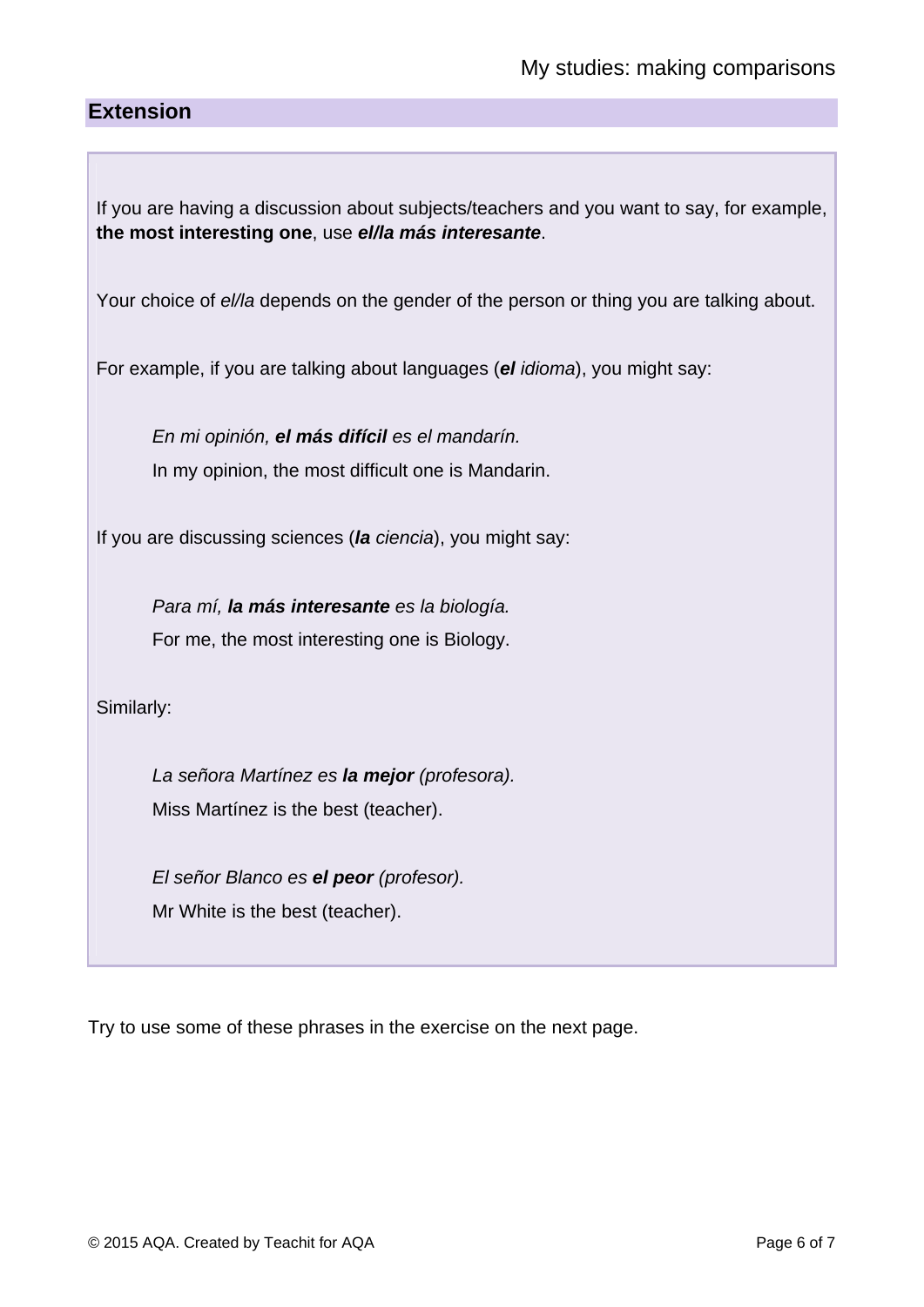## Extension

If you are having a discussion about subjects/teachers and you want to say, for example, **the most interesting one**, use ***el/la más interesante***.

Your choice of *el/la* depends on the gender of the person or thing you are talking about.

For example, if you are talking about languages (***el*** *idioma*), you might say:

> *En mi opinión,* ***el más difícil*** *es el mandarín.*
> In my opinion, the most difficult one is Mandarin.

If you are discussing sciences (***la*** *ciencia*), you might say:

> *Para mí,* ***la más interesante*** *es la biología.*
> For me, the most interesting one is Biology.

Similarly:

> *La señora Martínez es* ***la mejor*** *(profesora).*
> Miss Martínez is the best (teacher).

> *El señor Blanco es* ***el peor*** *(profesor).*
> Mr White is the best (teacher).

Try to use some of these phrases in the exercise on the next page.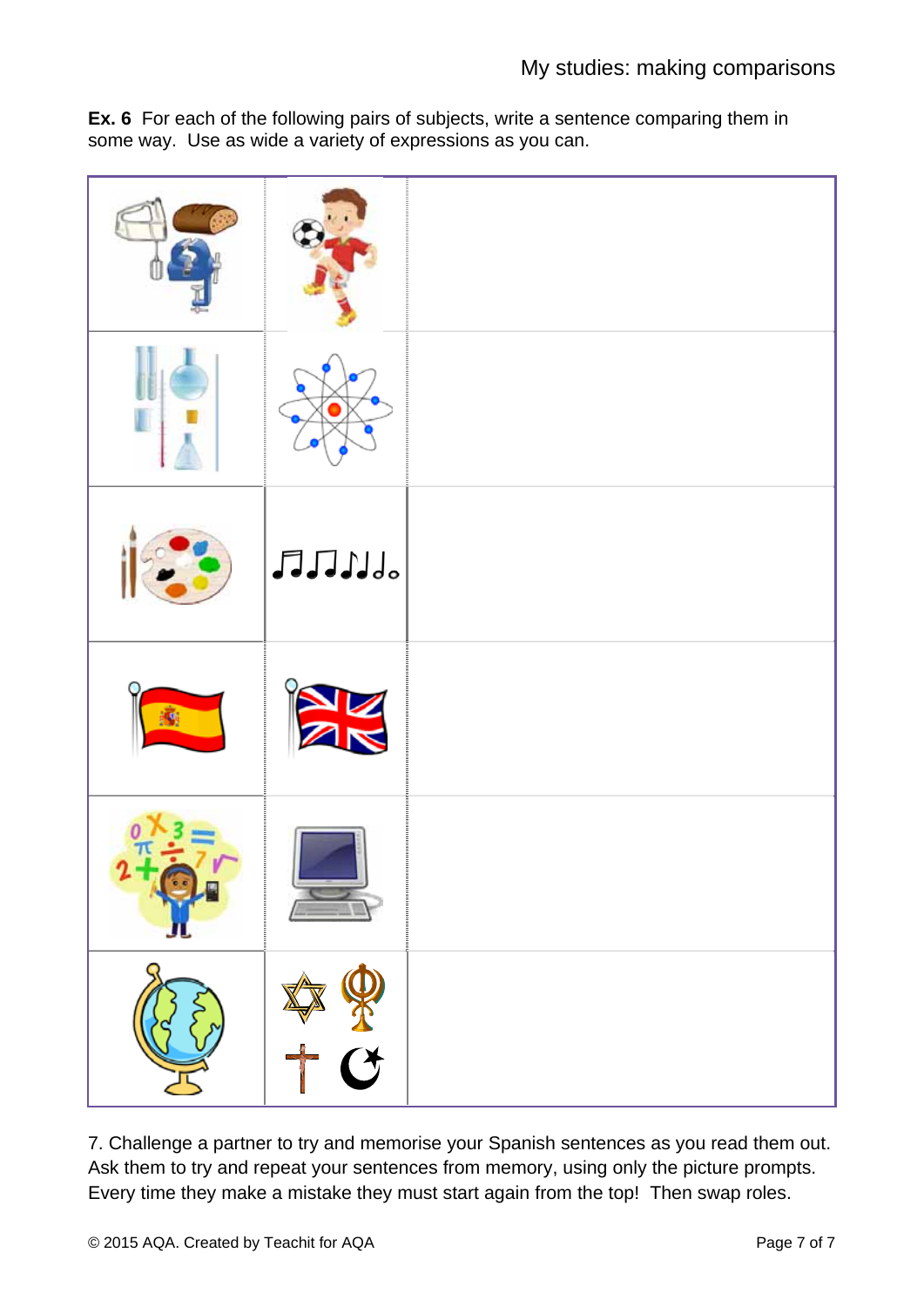**Ex. 6** For each of the following pairs of subjects, write a sentence comparing them in some way. Use as wide a variety of expressions as you can.

| | | |
|---|---|---|
| | | |
| | | |
| | | |
| | | |
| | | |
| | | |

7. Challenge a partner to try and memorise your Spanish sentences as you read them out. Ask them to try and repeat your sentences from memory, using only the picture prompts. Every time they make a mistake they must start again from the top! Then swap roles.